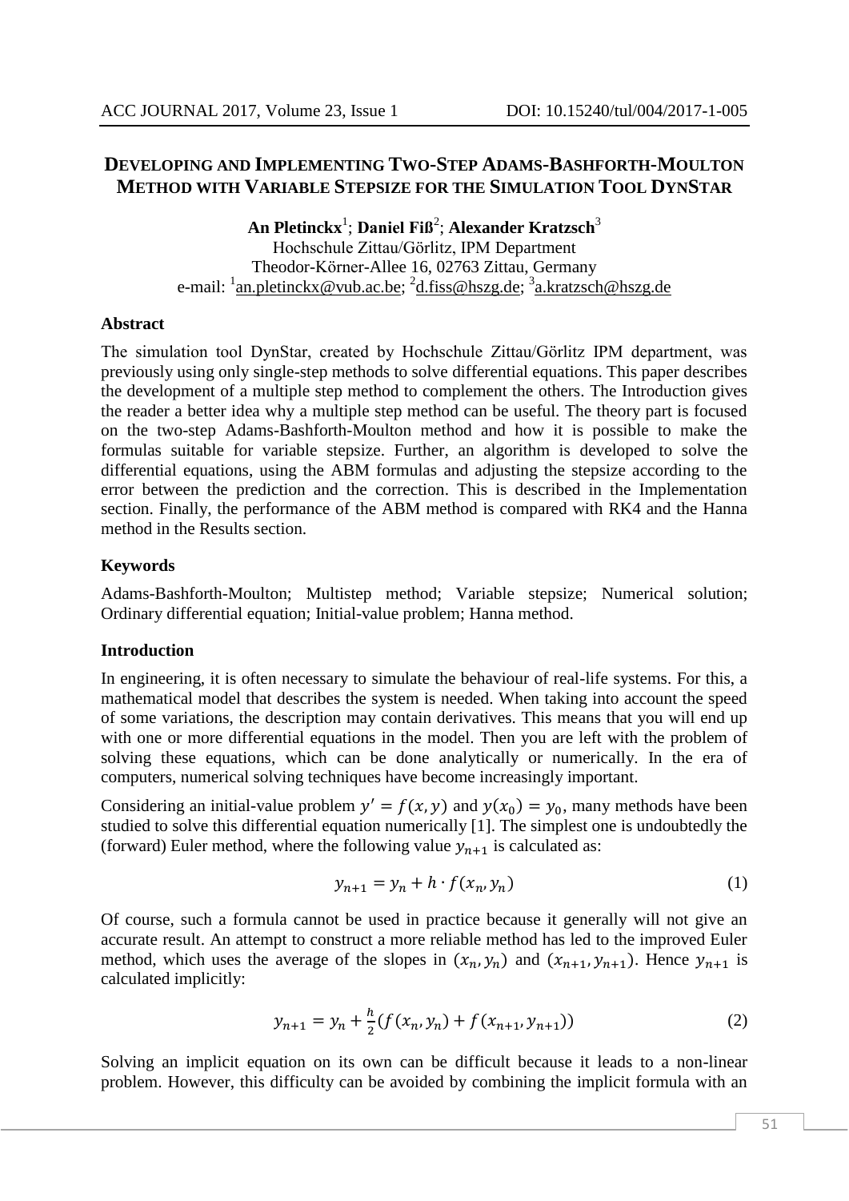# DEVELOPING AND IMPLEMENTING TWO-STEP ADAMS-BASHFORTH-MOULTON METHOD WITH VARIABLE STEPSIZE FOR THE SIMULATION TOOL DYNSTAR

**An Pletinckx**[1]; **Daniel Fiß**[2]; **Alexander Kratzsch**[3]
Hochschule Zittau/Görlitz, IPM Department
Theodor-Körner-Allee 16, 02763 Zittau, Germany
e-mail: [1]an.pletinckx@vub.ac.be; [2]d.fiss@hszg.de; [3]a.kratzsch@hszg.de

## Abstract

The simulation tool DynStar, created by Hochschule Zittau/Görlitz IPM department, was previously using only single-step methods to solve differential equations. This paper describes the development of a multiple step method to complement the others. The Introduction gives the reader a better idea why a multiple step method can be useful. The theory part is focused on the two-step Adams-Bashforth-Moulton method and how it is possible to make the formulas suitable for variable stepsize. Further, an algorithm is developed to solve the differential equations, using the ABM formulas and adjusting the stepsize according to the error between the prediction and the correction. This is described in the Implementation section. Finally, the performance of the ABM method is compared with RK4 and the Hanna method in the Results section.

## Keywords

Adams-Bashforth-Moulton; Multistep method; Variable stepsize; Numerical solution; Ordinary differential equation; Initial-value problem; Hanna method.

## Introduction

In engineering, it is often necessary to simulate the behaviour of real-life systems. For this, a mathematical model that describes the system is needed. When taking into account the speed of some variations, the description may contain derivatives. This means that you will end up with one or more differential equations in the model. Then you are left with the problem of solving these equations, which can be done analytically or numerically. In the era of computers, numerical solving techniques have become increasingly important.

Considering an initial-value problem $y' = f(x, y)$ and $y(x_0) = y_0$, many methods have been studied to solve this differential equation numerically [1]. The simplest one is undoubtedly the (forward) Euler method, where the following value $y_{n+1}$ is calculated as:

$$y_{n+1} = y_n + h \cdot f(x_n, y_n) \tag{1}$$

Of course, such a formula cannot be used in practice because it generally will not give an accurate result. An attempt to construct a more reliable method has led to the improved Euler method, which uses the average of the slopes in $(x_n, y_n)$ and $(x_{n+1}, y_{n+1})$. Hence $y_{n+1}$ is calculated implicitly:

$$y_{n+1} = y_n + \frac{h}{2}(f(x_n, y_n) + f(x_{n+1}, y_{n+1})) \tag{2}$$

Solving an implicit equation on its own can be difficult because it leads to a non-linear problem. However, this difficulty can be avoided by combining the implicit formula with an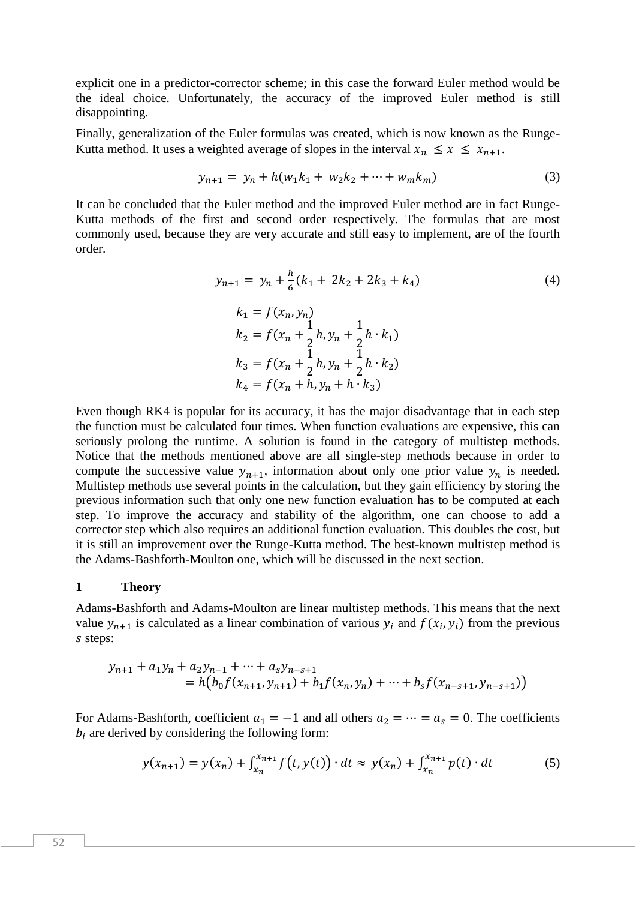explicit one in a predictor-corrector scheme; in this case the forward Euler method would be the ideal choice. Unfortunately, the accuracy of the improved Euler method is still disappointing.

Finally, generalization of the Euler formulas was created, which is now known as the Runge-Kutta method. It uses a weighted average of slopes in the interval $x_n \leq x \leq x_{n+1}$.

$$y_{n+1} = y_n + h(w_1 k_1 + w_2 k_2 + \cdots + w_m k_m) \tag{3}$$

It can be concluded that the Euler method and the improved Euler method are in fact Runge-Kutta methods of the first and second order respectively. The formulas that are most commonly used, because they are very accurate and still easy to implement, are of the fourth order.

$$y_{n+1} = y_n + \frac{h}{6}(k_1 + 2k_2 + 2k_3 + k_4) \tag{4}$$

$$\begin{aligned}
k_1 &= f(x_n, y_n) \\
k_2 &= f(x_n + \frac{1}{2}h, y_n + \frac{1}{2}h \cdot k_1) \\
k_3 &= f(x_n + \frac{1}{2}h, y_n + \frac{1}{2}h \cdot k_2) \\
k_4 &= f(x_n + h, y_n + h \cdot k_3)
\end{aligned}$$

Even though RK4 is popular for its accuracy, it has the major disadvantage that in each step the function must be calculated four times. When function evaluations are expensive, this can seriously prolong the runtime. A solution is found in the category of multistep methods. Notice that the methods mentioned above are all single-step methods because in order to compute the successive value $y_{n+1}$, information about only one prior value $y_n$ is needed. Multistep methods use several points in the calculation, but they gain efficiency by storing the previous information such that only one new function evaluation has to be computed at each step. To improve the accuracy and stability of the algorithm, one can choose to add a corrector step which also requires an additional function evaluation. This doubles the cost, but it is still an improvement over the Runge-Kutta method. The best-known multistep method is the Adams-Bashforth-Moulton one, which will be discussed in the next section.

## 1 Theory

Adams-Bashforth and Adams-Moulton are linear multistep methods. This means that the next value $y_{n+1}$ is calculated as a linear combination of various $y_i$ and $f(x_i, y_i)$ from the previous $s$ steps:

$$\begin{aligned}
y_{n+1} + a_1 y_n + a_2 y_{n-1} + \cdots + a_s y_{n-s+1} \\
= h\big(b_0 f(x_{n+1}, y_{n+1}) + b_1 f(x_n, y_n) + \cdots + b_s f(x_{n-s+1}, y_{n-s+1})\big)
\end{aligned}$$

For Adams-Bashforth, coefficient $a_1 = -1$ and all others $a_2 = \cdots = a_s = 0$. The coefficients $b_i$ are derived by considering the following form:

$$y(x_{n+1}) = y(x_n) + \int_{x_n}^{x_{n+1}} f\big(t, y(t)\big) \cdot dt \approx y(x_n) + \int_{x_n}^{x_{n+1}} p(t) \cdot dt \tag{5}$$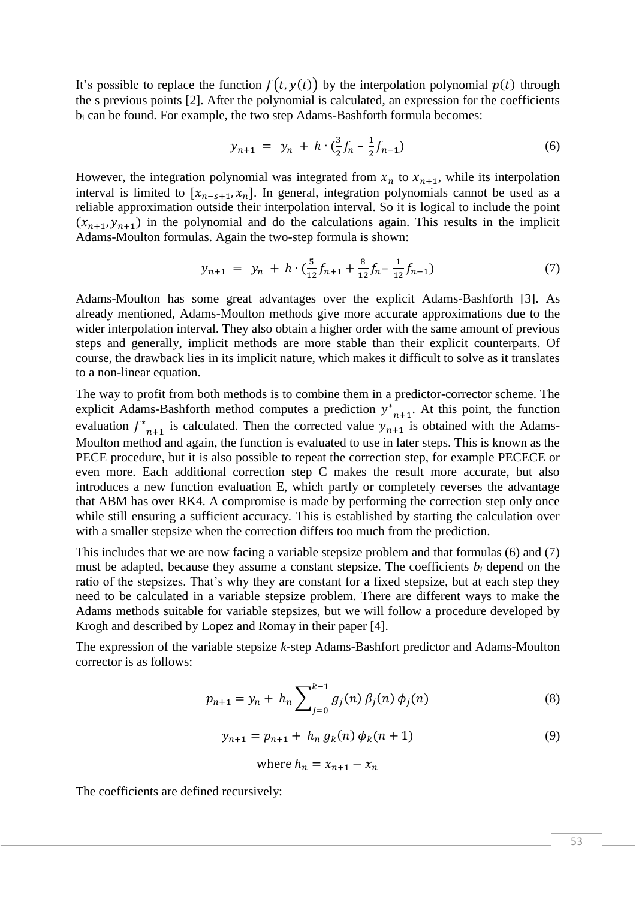It's possible to replace the function $f(t, y(t))$ by the interpolation polynomial $p(t)$ through the s previous points [2]. After the polynomial is calculated, an expression for the coefficients $b_i$ can be found. For example, the two step Adams-Bashforth formula becomes:

$$y_{n+1} = y_n + h \cdot (\tfrac{3}{2} f_n - \tfrac{1}{2} f_{n-1}) \tag{6}$$

However, the integration polynomial was integrated from $x_n$ to $x_{n+1}$, while its interpolation interval is limited to $[x_{n-s+1}, x_n]$. In general, integration polynomials cannot be used as a reliable approximation outside their interpolation interval. So it is logical to include the point $(x_{n+1}, y_{n+1})$ in the polynomial and do the calculations again. This results in the implicit Adams-Moulton formulas. Again the two-step formula is shown:

$$y_{n+1} = y_n + h \cdot (\tfrac{5}{12} f_{n+1} + \tfrac{8}{12} f_n - \tfrac{1}{12} f_{n-1}) \tag{7}$$

Adams-Moulton has some great advantages over the explicit Adams-Bashforth [3]. As already mentioned, Adams-Moulton methods give more accurate approximations due to the wider interpolation interval. They also obtain a higher order with the same amount of previous steps and generally, implicit methods are more stable than their explicit counterparts. Of course, the drawback lies in its implicit nature, which makes it difficult to solve as it translates to a non-linear equation.

The way to profit from both methods is to combine them in a predictor-corrector scheme. The explicit Adams-Bashforth method computes a prediction $y^*_{n+1}$. At this point, the function evaluation $f^*_{n+1}$ is calculated. Then the corrected value $y_{n+1}$ is obtained with the Adams-Moulton method and again, the function is evaluated to use in later steps. This is known as the PECE procedure, but it is also possible to repeat the correction step, for example PECECE or even more. Each additional correction step C makes the result more accurate, but also introduces a new function evaluation E, which partly or completely reverses the advantage that ABM has over RK4. A compromise is made by performing the correction step only once while still ensuring a sufficient accuracy. This is established by starting the calculation over with a smaller stepsize when the correction differs too much from the prediction.

This includes that we are now facing a variable stepsize problem and that formulas (6) and (7) must be adapted, because they assume a constant stepsize. The coefficients $b_i$ depend on the ratio of the stepsizes. That's why they are constant for a fixed stepsize, but at each step they need to be calculated in a variable stepsize problem. There are different ways to make the Adams methods suitable for variable stepsizes, but we will follow a procedure developed by Krogh and described by Lopez and Romay in their paper [4].

The expression of the variable stepsize *k*-step Adams-Bashfort predictor and Adams-Moulton corrector is as follows:

$$p_{n+1} = y_n + h_n \sum_{j=0}^{k-1} g_j(n)\, \beta_j(n)\, \phi_j(n) \tag{8}$$

$$y_{n+1} = p_{n+1} + h_n\, g_k(n)\, \phi_k(n+1) \tag{9}$$

$$\text{where } h_n = x_{n+1} - x_n$$

The coefficients are defined recursively: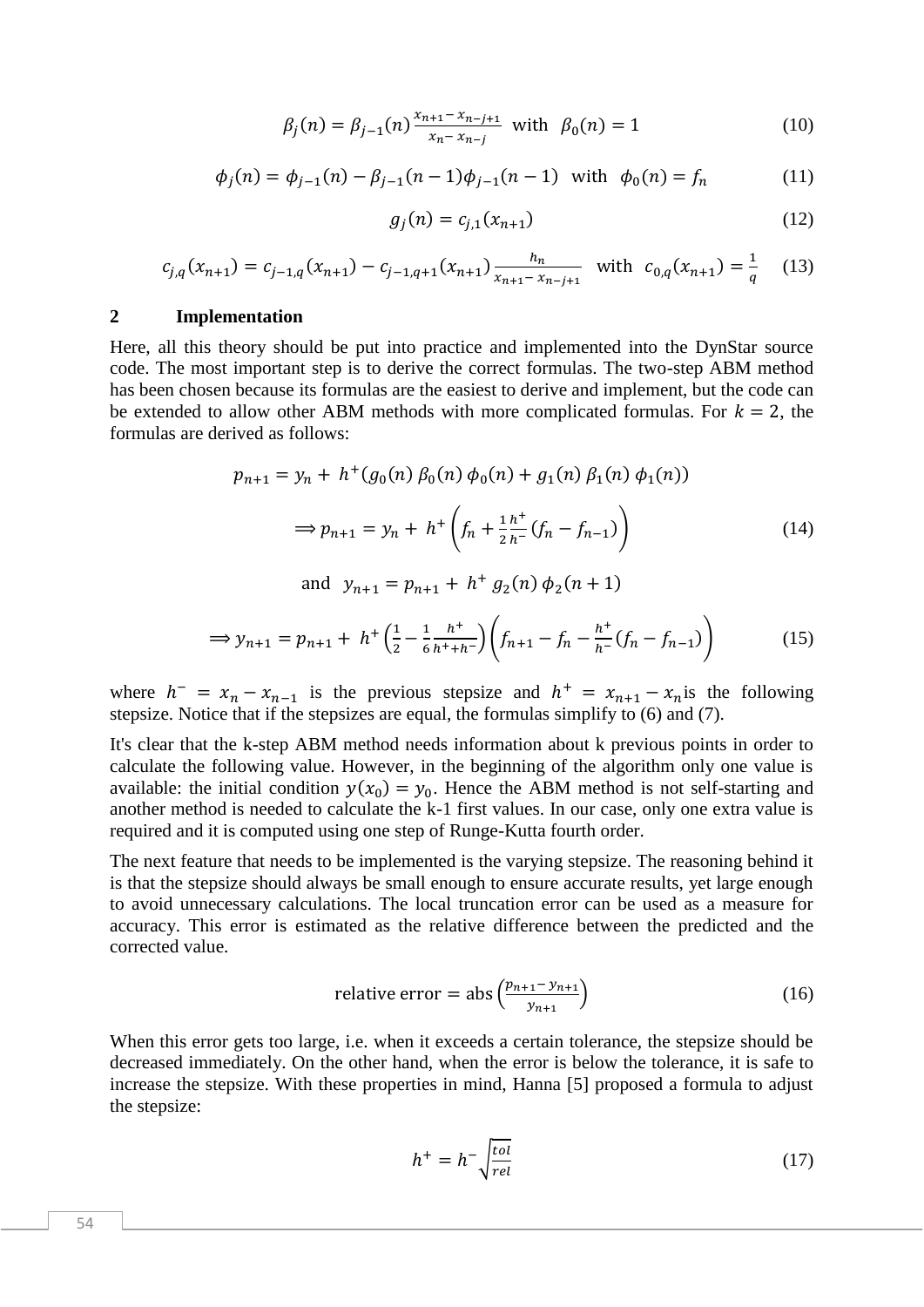$$\beta_j(n) = \beta_{j-1}(n)\frac{x_{n+1} - x_{n-j+1}}{x_n - x_{n-j}} \quad \text{with} \quad \beta_0(n) = 1 \tag{10}$$

$$\phi_j(n) = \phi_{j-1}(n) - \beta_{j-1}(n-1)\phi_{j-1}(n-1) \quad \text{with} \quad \phi_0(n) = f_n \tag{11}$$

$$g_j(n) = c_{j,1}(x_{n+1}) \tag{12}$$

$$c_{j,q}(x_{n+1}) = c_{j-1,q}(x_{n+1}) - c_{j-1,q+1}(x_{n+1})\frac{h_n}{x_{n+1} - x_{n-j+1}} \quad \text{with} \quad c_{0,q}(x_{n+1}) = \frac{1}{q} \tag{13}$$

## 2 Implementation

Here, all this theory should be put into practice and implemented into the DynStar source code. The most important step is to derive the correct formulas. The two-step ABM method has been chosen because its formulas are the easiest to derive and implement, but the code can be extended to allow other ABM methods with more complicated formulas. For $k = 2$, the formulas are derived as follows:

$$p_{n+1} = y_n + h^+(g_0(n)\,\beta_0(n)\,\phi_0(n) + g_1(n)\,\beta_1(n)\,\phi_1(n))$$

$$\Longrightarrow p_{n+1} = y_n + h^+\left(f_n + \frac{1}{2}\frac{h^+}{h^-}(f_n - f_{n-1})\right) \tag{14}$$

$$\text{and} \quad y_{n+1} = p_{n+1} + h^+\,g_2(n)\,\phi_2(n+1)$$

$$\Longrightarrow y_{n+1} = p_{n+1} + h^+\left(\frac{1}{2} - \frac{1}{6}\frac{h^+}{h^+ + h^-}\right)\left(f_{n+1} - f_n - \frac{h^+}{h^-}(f_n - f_{n-1})\right) \tag{15}$$

where $h^- = x_n - x_{n-1}$ is the previous stepsize and $h^+ = x_{n+1} - x_n$ is the following stepsize. Notice that if the stepsizes are equal, the formulas simplify to (6) and (7).

It's clear that the k-step ABM method needs information about k previous points in order to calculate the following value. However, in the beginning of the algorithm only one value is available: the initial condition $y(x_0) = y_0$. Hence the ABM method is not self-starting and another method is needed to calculate the k-1 first values. In our case, only one extra value is required and it is computed using one step of Runge-Kutta fourth order.

The next feature that needs to be implemented is the varying stepsize. The reasoning behind it is that the stepsize should always be small enough to ensure accurate results, yet large enough to avoid unnecessary calculations. The local truncation error can be used as a measure for accuracy. This error is estimated as the relative difference between the predicted and the corrected value.

$$\text{relative error} = \text{abs}\left(\frac{p_{n+1} - y_{n+1}}{y_{n+1}}\right) \tag{16}$$

When this error gets too large, i.e. when it exceeds a certain tolerance, the stepsize should be decreased immediately. On the other hand, when the error is below the tolerance, it is safe to increase the stepsize. With these properties in mind, Hanna [5] proposed a formula to adjust the stepsize:

$$h^+ = h^-\sqrt{\frac{tol}{rel}} \tag{17}$$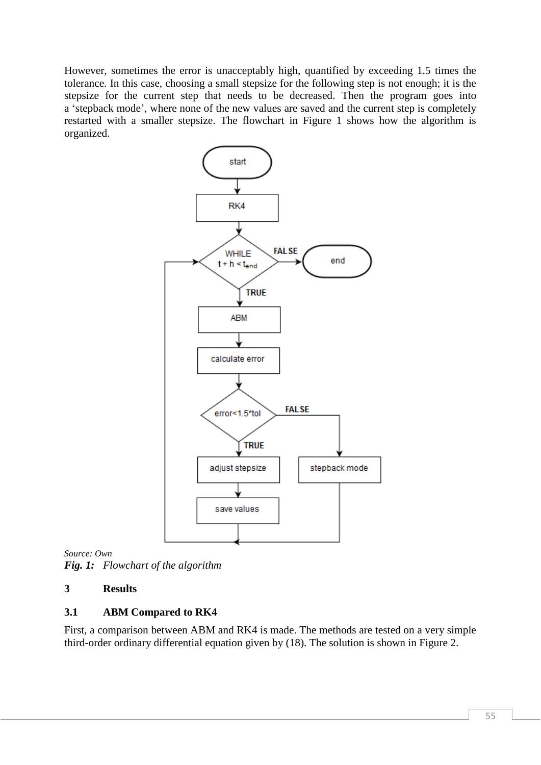However, sometimes the error is unacceptably high, quantified by exceeding 1.5 times the tolerance. In this case, choosing a small stepsize for the following step is not enough; it is the stepsize for the current step that needs to be decreased. Then the program goes into a ‘stepback mode’, where none of the new values are saved and the current step is completely restarted with a smaller stepsize. The flowchart in Figure 1 shows how the algorithm is organized.

*Source: Own*

***Fig. 1:*** *Flowchart of the algorithm*

## 3 Results

### 3.1 ABM Compared to RK4

First, a comparison between ABM and RK4 is made. The methods are tested on a very simple third-order ordinary differential equation given by (18). The solution is shown in Figure 2.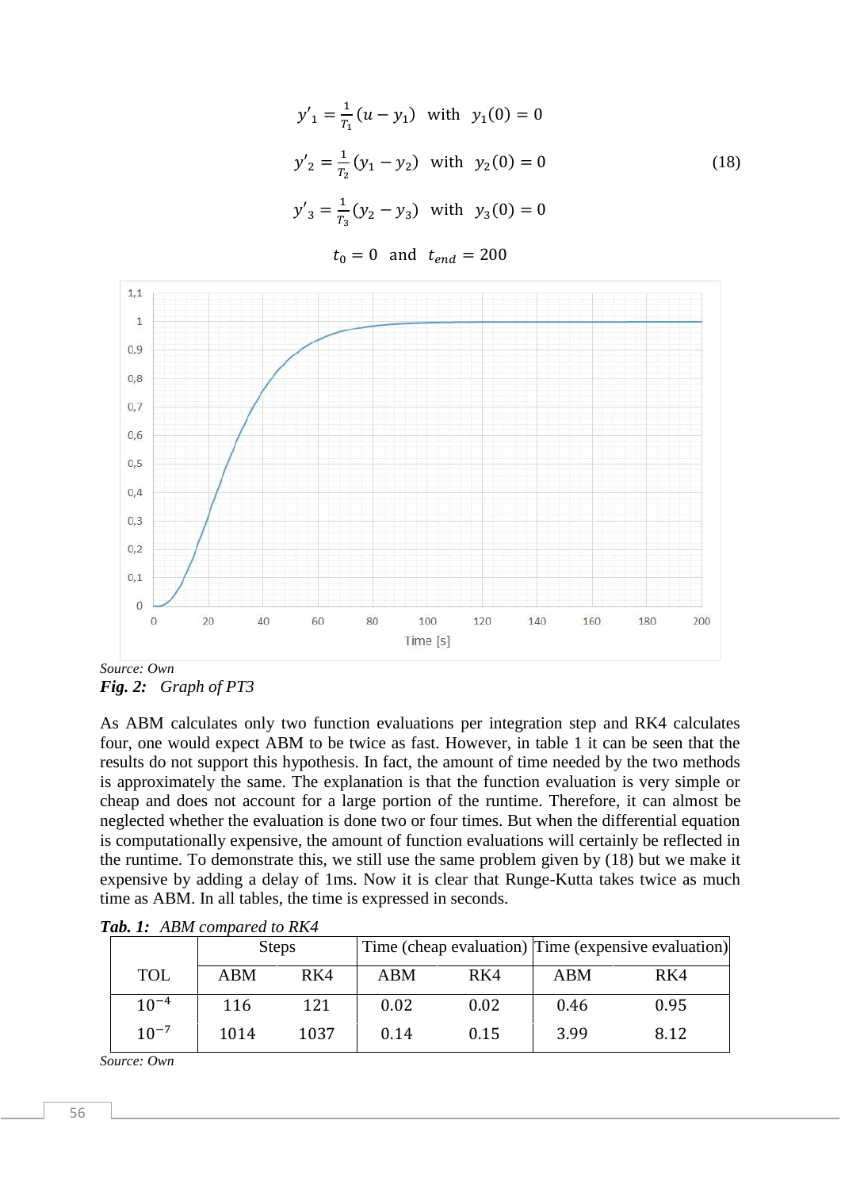$$
\begin{aligned}
y'_1 &= \frac{1}{T_1}(u - y_1) \quad \text{with} \quad y_1(0) = 0 \\
y'_2 &= \frac{1}{T_2}(y_1 - y_2) \quad \text{with} \quad y_2(0) = 0 \\
y'_3 &= \frac{1}{T_3}(y_2 - y_3) \quad \text{with} \quad y_3(0) = 0 \\
t_0 &= 0 \quad \text{and} \quad t_{end} = 200
\end{aligned}
\tag{18}
$$

Source: *Own*

***Fig. 2:*** *Graph of PT3*

As ABM calculates only two function evaluations per integration step and RK4 calculates four, one would expect ABM to be twice as fast. However, in table 1 it can be seen that the results do not support this hypothesis. In fact, the amount of time needed by the two methods is approximately the same. The explanation is that the function evaluation is very simple or cheap and does not account for a large portion of the runtime. Therefore, it can almost be neglected whether the evaluation is done two or four times. But when the differential equation is computationally expensive, the amount of function evaluations will certainly be reflected in the runtime. To demonstrate this, we still use the same problem given by (18) but we make it expensive by adding a delay of 1ms. Now it is clear that Runge-Kutta takes twice as much time as ABM. In all tables, the time is expressed in seconds.

***Tab. 1:*** *ABM compared to RK4*

| TOL | Steps | | Time (cheap evaluation) | | Time (expensive evaluation) | |
|---|---|---|---|---|---|---|
| | ABM | RK4 | ABM | RK4 | ABM | RK4 |
| $10^{-4}$ | 116 | 121 | 0.02 | 0.02 | 0.46 | 0.95 |
| $10^{-7}$ | 1014 | 1037 | 0.14 | 0.15 | 3.99 | 8.12 |

Source: *Own*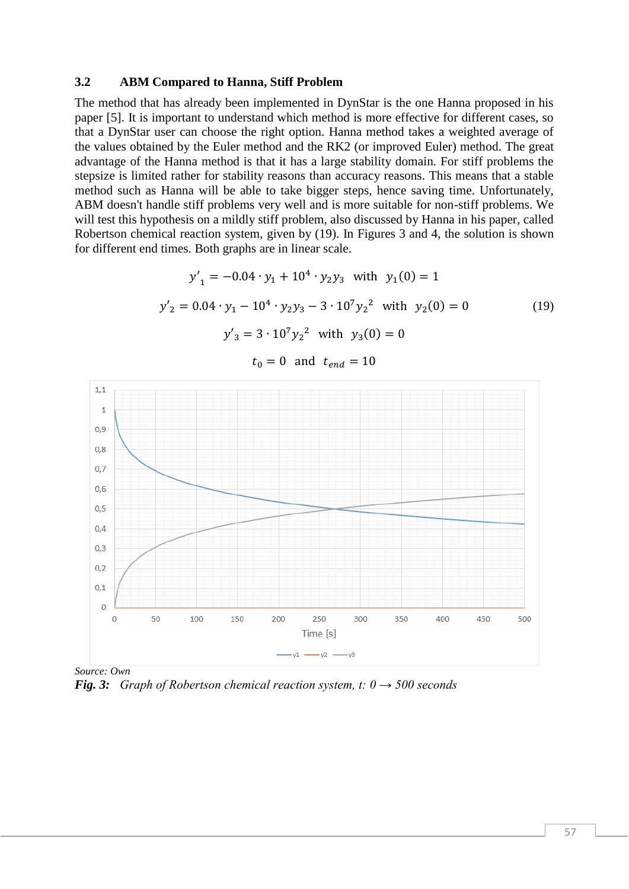### 3.2 ABM Compared to Hanna, Stiff Problem

The method that has already been implemented in DynStar is the one Hanna proposed in his paper [5]. It is important to understand which method is more effective for different cases, so that a DynStar user can choose the right option. Hanna method takes a weighted average of the values obtained by the Euler method and the RK2 (or improved Euler) method. The great advantage of the Hanna method is that it has a large stability domain. For stiff problems the stepsize is limited rather for stability reasons than accuracy reasons. This means that a stable method such as Hanna will be able to take bigger steps, hence saving time. Unfortunately, ABM doesn't handle stiff problems very well and is more suitable for non-stiff problems. We will test this hypothesis on a mildly stiff problem, also discussed by Hanna in his paper, called Robertson chemical reaction system, given by (19). In Figures 3 and 4, the solution is shown for different end times. Both graphs are in linear scale.

$$
\begin{aligned}
y'_1 &= -0.04 \cdot y_1 + 10^4 \cdot y_2 y_3 \quad \text{with} \quad y_1(0) = 1 \\
y'_2 &= 0.04 \cdot y_1 - 10^4 \cdot y_2 y_3 - 3 \cdot 10^7 {y_2}^2 \quad \text{with} \quad y_2(0) = 0 \\
y'_3 &= 3 \cdot 10^7 {y_2}^2 \quad \text{with} \quad y_3(0) = 0 \\
t_0 &= 0 \quad \text{and} \quad t_{end} = 10
\end{aligned}
\tag{19}
$$

*Source: Own*

***Fig. 3:*** *Graph of Robertson chemical reaction system, t: 0 → 500 seconds*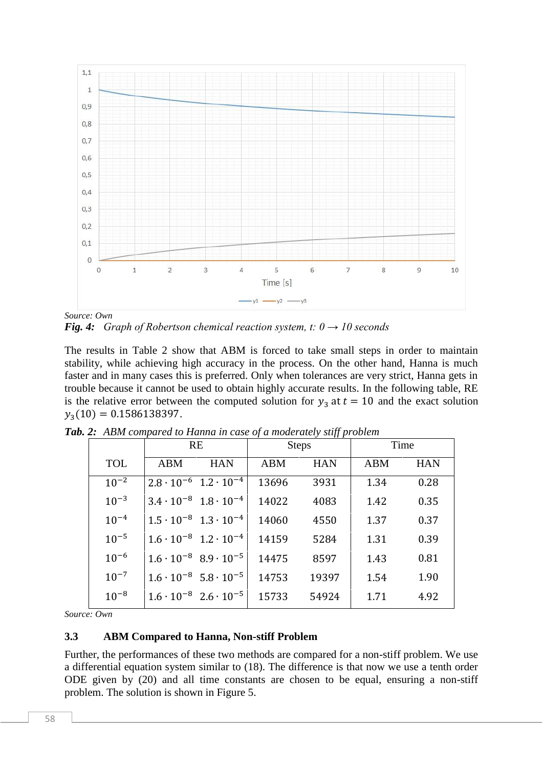Source: Own

***Fig. 4:*** *Graph of Robertson chemical reaction system, t: 0 → 10 seconds*

The results in Table 2 show that ABM is forced to take small steps in order to maintain stability, while achieving high accuracy in the process. On the other hand, Hanna is much faster and in many cases this is preferred. Only when tolerances are very strict, Hanna gets in trouble because it cannot be used to obtain highly accurate results. In the following table, RE is the relative error between the computed solution for $y_3$ at $t = 10$ and the exact solution $y_3(10) = 0.1586138397$.

***Tab. 2:*** *ABM compared to Hanna in case of a moderately stiff problem*

| | RE | | Steps | | Time | |
|---|---|---|---|---|---|---|
| TOL | ABM | HAN | ABM | HAN | ABM | HAN |
| $10^{-2}$ | $2.8 \cdot 10^{-6}$ | $1.2 \cdot 10^{-4}$ | 13696 | 3931 | 1.34 | 0.28 |
| $10^{-3}$ | $3.4 \cdot 10^{-8}$ | $1.8 \cdot 10^{-4}$ | 14022 | 4083 | 1.42 | 0.35 |
| $10^{-4}$ | $1.5 \cdot 10^{-8}$ | $1.3 \cdot 10^{-4}$ | 14060 | 4550 | 1.37 | 0.37 |
| $10^{-5}$ | $1.6 \cdot 10^{-8}$ | $1.2 \cdot 10^{-4}$ | 14159 | 5284 | 1.31 | 0.39 |
| $10^{-6}$ | $1.6 \cdot 10^{-8}$ | $8.9 \cdot 10^{-5}$ | 14475 | 8597 | 1.43 | 0.81 |
| $10^{-7}$ | $1.6 \cdot 10^{-8}$ | $5.8 \cdot 10^{-5}$ | 14753 | 19397 | 1.54 | 1.90 |
| $10^{-8}$ | $1.6 \cdot 10^{-8}$ | $2.6 \cdot 10^{-5}$ | 15733 | 54924 | 1.71 | 4.92 |

Source: Own

### 3.3 ABM Compared to Hanna, Non-stiff Problem

Further, the performances of these two methods are compared for a non-stiff problem. We use a differential equation system similar to (18). The difference is that now we use a tenth order ODE given by (20) and all time constants are chosen to be equal, ensuring a non-stiff problem. The solution is shown in Figure 5.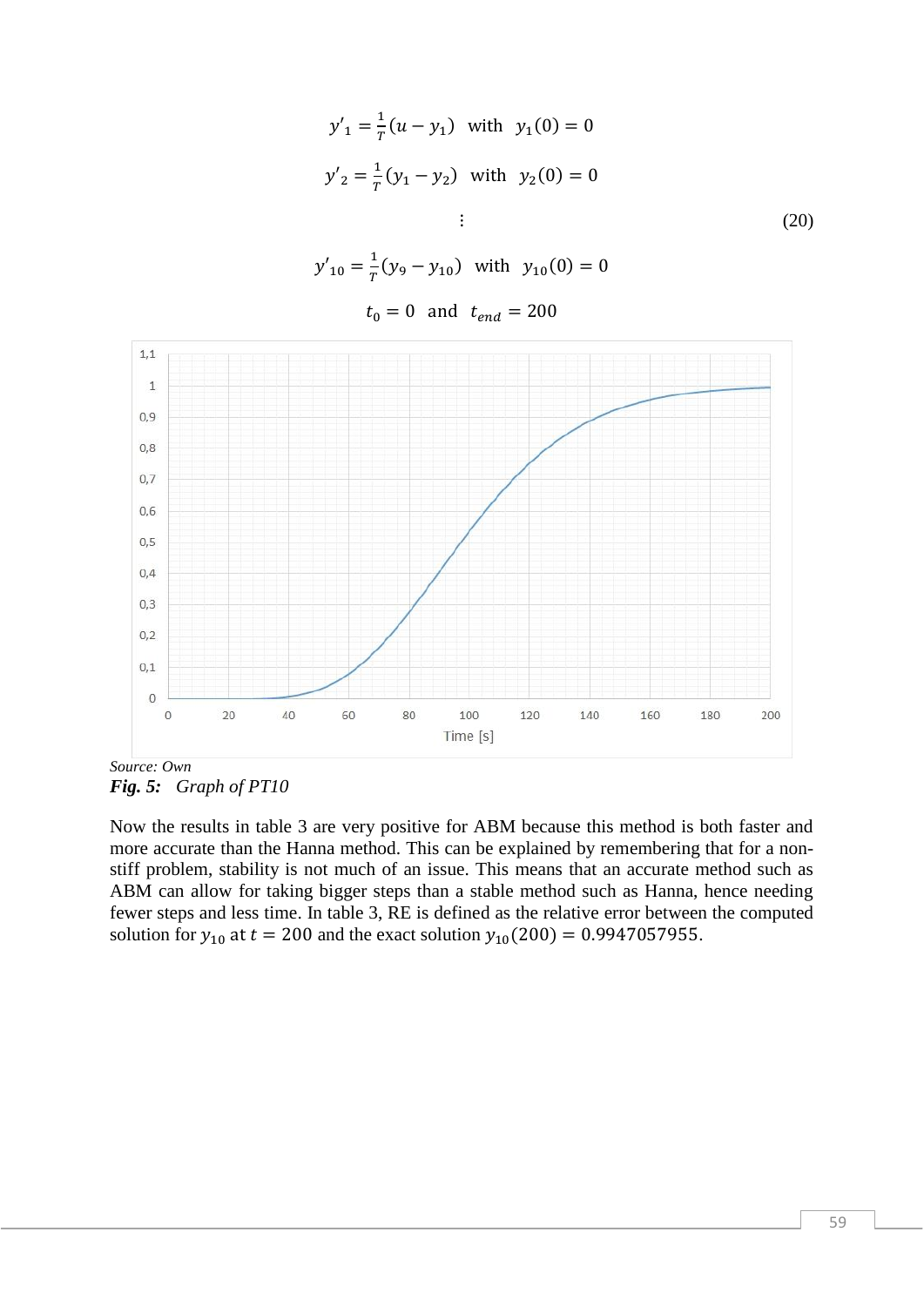$$y'_1 = \frac{1}{T}(u - y_1) \quad \text{with} \quad y_1(0) = 0$$

$$y'_2 = \frac{1}{T}(y_1 - y_2) \quad \text{with} \quad y_2(0) = 0$$

$$\vdots \tag{20}$$

$$y'_{10} = \frac{1}{T}(y_9 - y_{10}) \quad \text{with} \quad y_{10}(0) = 0$$

$$t_0 = 0 \quad \text{and} \quad t_{end} = 200$$

*Source: Own*

***Fig. 5:*** *Graph of PT10*

Now the results in table 3 are very positive for ABM because this method is both faster and more accurate than the Hanna method. This can be explained by remembering that for a non-stiff problem, stability is not much of an issue. This means that an accurate method such as ABM can allow for taking bigger steps than a stable method such as Hanna, hence needing fewer steps and less time. In table 3, RE is defined as the relative error between the computed solution for $y_{10}$ at $t = 200$ and the exact solution $y_{10}(200) = 0.9947057955$.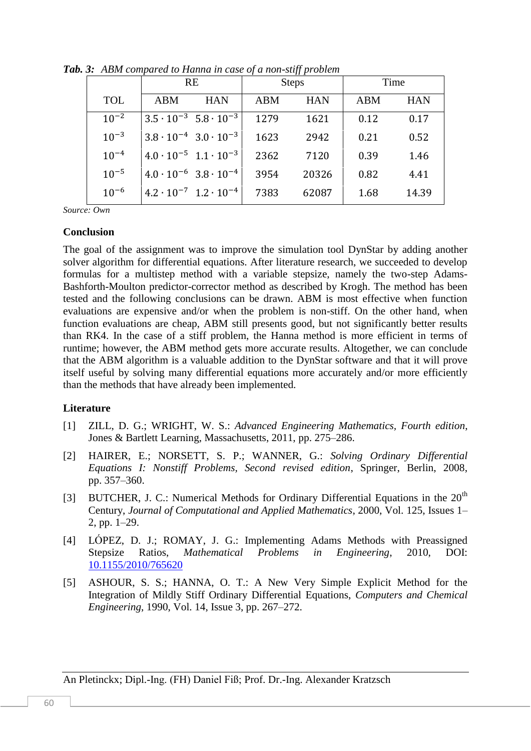***Tab. 3:** ABM compared to Hanna in case of a non-stiff problem*

| TOL | RE | | Steps | | Time | |
|---|---|---|---|---|---|---|
| | ABM | HAN | ABM | HAN | ABM | HAN |
| $10^{-2}$ | $3.5 \cdot 10^{-3}$ | $5.8 \cdot 10^{-3}$ | 1279 | 1621 | 0.12 | 0.17 |
| $10^{-3}$ | $3.8 \cdot 10^{-4}$ | $3.0 \cdot 10^{-3}$ | 1623 | 2942 | 0.21 | 0.52 |
| $10^{-4}$ | $4.0 \cdot 10^{-5}$ | $1.1 \cdot 10^{-3}$ | 2362 | 7120 | 0.39 | 1.46 |
| $10^{-5}$ | $4.0 \cdot 10^{-6}$ | $3.8 \cdot 10^{-4}$ | 3954 | 20326 | 0.82 | 4.41 |
| $10^{-6}$ | $4.2 \cdot 10^{-7}$ | $1.2 \cdot 10^{-4}$ | 7383 | 62087 | 1.68 | 14.39 |

*Source: Own*

## Conclusion

The goal of the assignment was to improve the simulation tool DynStar by adding another solver algorithm for differential equations. After literature research, we succeeded to develop formulas for a multistep method with a variable stepsize, namely the two-step Adams-Bashforth-Moulton predictor-corrector method as described by Krogh. The method has been tested and the following conclusions can be drawn. ABM is most effective when function evaluations are expensive and/or when the problem is non-stiff. On the other hand, when function evaluations are cheap, ABM still presents good, but not significantly better results than RK4. In the case of a stiff problem, the Hanna method is more efficient in terms of runtime; however, the ABM method gets more accurate results. Altogether, we can conclude that the ABM algorithm is a valuable addition to the DynStar software and that it will prove itself useful by solving many differential equations more accurately and/or more efficiently than the methods that have already been implemented.

## Literature

[1] ZILL, D. G.; WRIGHT, W. S.: *Advanced Engineering Mathematics, Fourth edition*, Jones & Bartlett Learning, Massachusetts, 2011, pp. 275–286.

[2] HAIRER, E.; NORSETT, S. P.; WANNER, G.: *Solving Ordinary Differential Equations I: Nonstiff Problems, Second revised edition*, Springer, Berlin, 2008, pp. 357–360.

[3] BUTCHER, J. C.: Numerical Methods for Ordinary Differential Equations in the 20th Century, *Journal of Computational and Applied Mathematics*, 2000, Vol. 125, Issues 1–2, pp. 1–29.

[4] LÓPEZ, D. J.; ROMAY, J. G.: Implementing Adams Methods with Preassigned Stepsize Ratios, *Mathematical Problems in Engineering*, 2010, DOI: 10.1155/2010/765620

[5] ASHOUR, S. S.; HANNA, O. T.: A New Very Simple Explicit Method for the Integration of Mildly Stiff Ordinary Differential Equations, *Computers and Chemical Engineering*, 1990, Vol. 14, Issue 3, pp. 267–272.

An Pletinckx; Dipl.-Ing. (FH) Daniel Fiß; Prof. Dr.-Ing. Alexander Kratzsch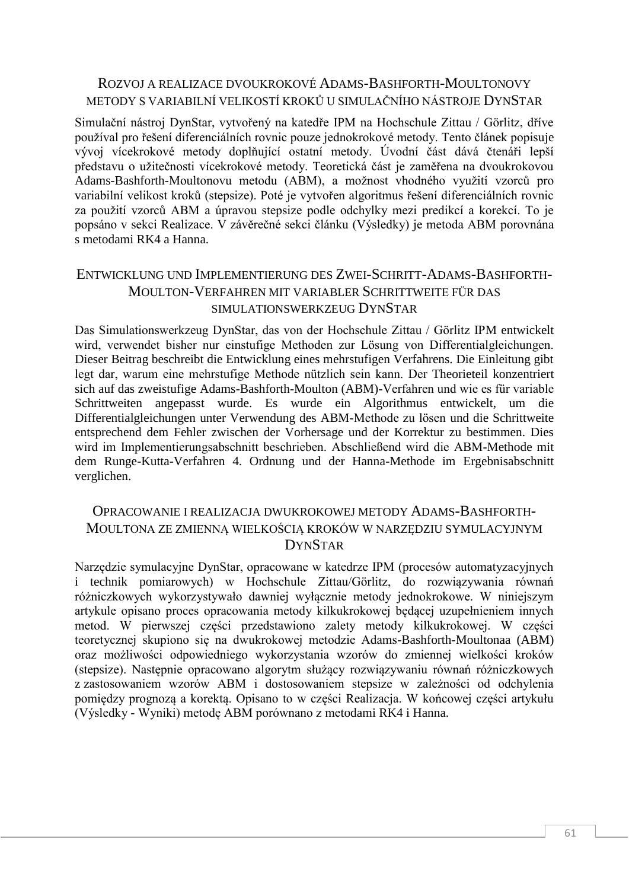## Rozvoj a realizace dvoukrokové Adams-Bashforth-Moultonovy metody s variabilní velikostí kroků u simulačního nástroje DynStar

Simulační nástroj DynStar, vytvořený na katedře IPM na Hochschule Zittau / Görlitz, dříve používal pro řešení diferenciálních rovnic pouze jednokrokové metody. Tento článek popisuje vývoj vícekrokové metody doplňující ostatní metody. Úvodní část dává čtenáři lepší představu o užitečnosti vícekrokové metody. Teoretická část je zaměřena na dvoukrokovou Adams-Bashforth-Moultonovu metodu (ABM), a možnost vhodného využití vzorců pro variabilní velikost kroků (stepsize). Poté je vytvořen algoritmus řešení diferenciálních rovnic za použití vzorců ABM a úpravou stepsize podle odchylky mezi predikcí a korekcí. To je popsáno v sekci Realizace. V závěrečné sekci článku (Výsledky) je metoda ABM porovnána s metodami RK4 a Hanna.

## Entwicklung und Implementierung des Zwei-Schritt-Adams-Bashforth-Moulton-Verfahren mit variabler Schrittweite für das Simulationswerkzeug DynStar

Das Simulationswerkzeug DynStar, das von der Hochschule Zittau / Görlitz IPM entwickelt wird, verwendet bisher nur einstufige Methoden zur Lösung von Differentialgleichungen. Dieser Beitrag beschreibt die Entwicklung eines mehrstufigen Verfahrens. Die Einleitung gibt legt dar, warum eine mehrstufige Methode nützlich sein kann. Der Theorieteil konzentriert sich auf das zweistufige Adams-Bashforth-Moulton (ABM)-Verfahren und wie es für variable Schrittweiten angepasst wurde. Es wurde ein Algorithmus entwickelt, um die Differentialgleichungen unter Verwendung des ABM-Methode zu lösen und die Schrittweite entsprechend dem Fehler zwischen der Vorhersage und der Korrektur zu bestimmen. Dies wird im Implementierungsabschnitt beschrieben. Abschließend wird die ABM-Methode mit dem Runge-Kutta-Verfahren 4. Ordnung und der Hanna-Methode im Ergebnisabschnitt verglichen.

## Opracowanie i realizacja dwukrokowej metody Adams-Bashforth-Moultona ze zmienną wielkością kroków w narzędziu symulacyjnym DynStar

Narzędzie symulacyjne DynStar, opracowane w katedrze IPM (procesów automatyzacyjnych i technik pomiarowych) w Hochschule Zittau/Görlitz, do rozwiązywania równań różniczkowych wykorzystywało dawniej wyłącznie metody jednokrokowe. W niniejszym artykule opisano proces opracowania metody kilkukrokowej będącej uzupełnieniem innych metod. W pierwszej części przedstawiono zalety metody kilkukrokowej. W części teoretycznej skupiono się na dwukrokowej metodzie Adams-Bashforth-Moultonaa (ABM) oraz możliwości odpowiedniego wykorzystania wzorów do zmiennej wielkości kroków (stepsize). Następnie opracowano algorytm służący rozwiązywaniu równań różniczkowych z zastosowaniem wzorów ABM i dostosowaniem stepsize w zależności od odchylenia pomiędzy prognozą a korektą. Opisano to w części Realizacja. W końcowej części artykułu (Výsledky - Wyniki) metodę ABM porównano z metodami RK4 i Hanna.